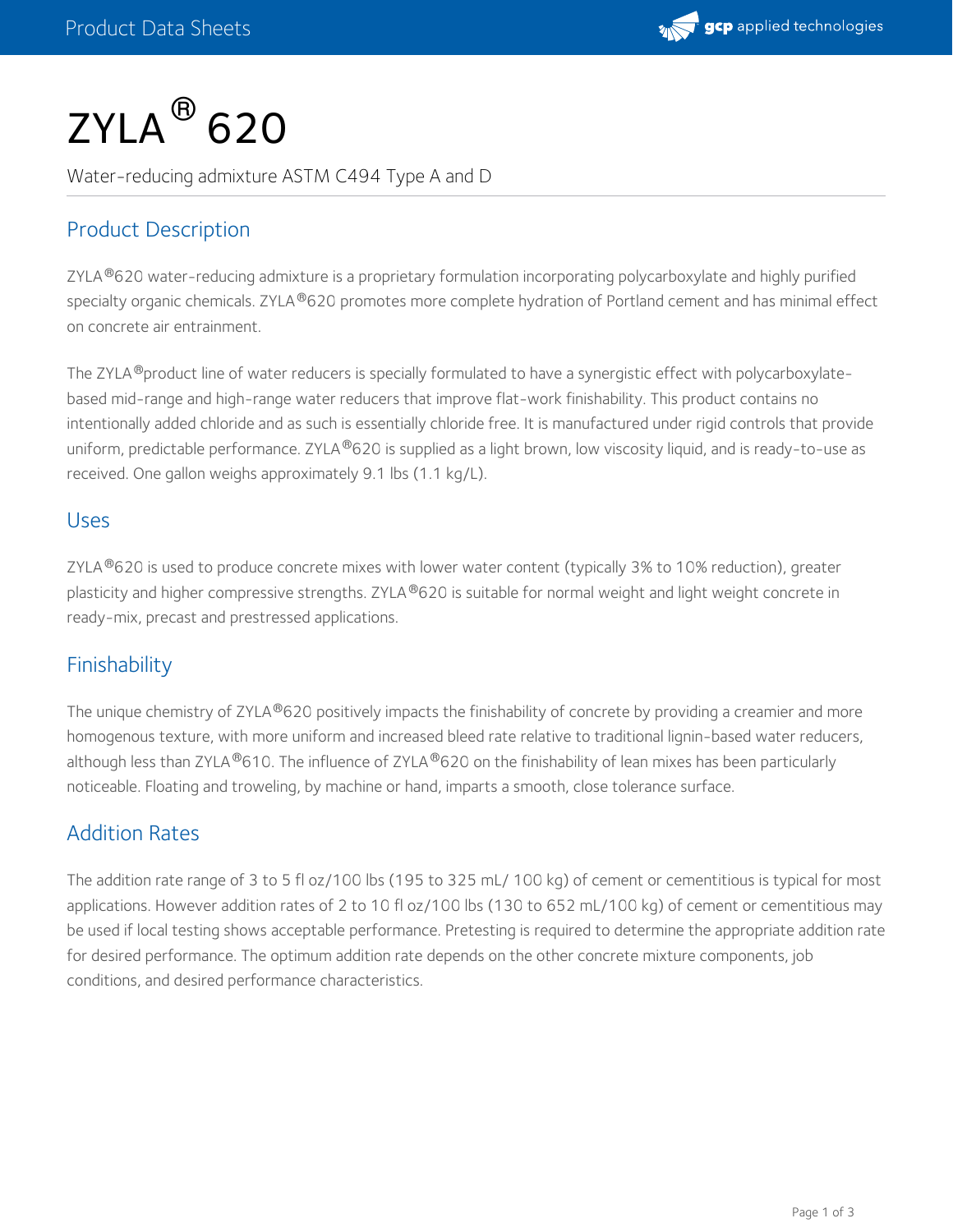# ZYLA® 620

Water-reducing admixture ASTM C494 Type A and D

## Product Description

ZYLA®620 water-reducing admixture is a proprietary formulation incorporating polycarboxylate and highly purified specialty organic chemicals. ZYLA®620 promotes more complete hydration of Portland cement and has minimal effect on concrete air entrainment.

The ZYLA®product line of water reducers is specially formulated to have a synergistic effect with polycarboxylate-based mid-range and high-range water reducers that improve flat-work finishability. This product contains no intentionally added chloride and as such is essentially chloride free. It is manufactured under rigid controls that provide uniform, predictable performance. ZYLA®620 is supplied as a light brown, low viscosity liquid, and is ready-to-use as received. One gallon weighs approximately 9.1 lbs (1.1 kg/L).

## Uses

ZYLA®620 is used to produce concrete mixes with lower water content (typically 3% to 10% reduction), greater plasticity and higher compressive strengths. ZYLA®620 is suitable for normal weight and light weight concrete in ready-mix, precast and prestressed applications.

## Finishability

The unique chemistry of ZYLA®620 positively impacts the finishability of concrete by providing a creamier and more homogenous texture, with more uniform and increased bleed rate relative to traditional lignin-based water reducers, although less than ZYLA®610. The influence of ZYLA®620 on the finishability of lean mixes has been particularly noticeable. Floating and troweling, by machine or hand, imparts a smooth, close tolerance surface.

## Addition Rates

The addition rate range of 3 to 5 fl oz/100 lbs (195 to 325 mL/ 100 kg) of cement or cementitious is typical for most applications. However addition rates of 2 to 10 fl oz/100 lbs (130 to 652 mL/100 kg) of cement or cementitious may be used if local testing shows acceptable performance. Pretesting is required to determine the appropriate addition rate for desired performance. The optimum addition rate depends on the other concrete mixture components, job conditions, and desired performance characteristics.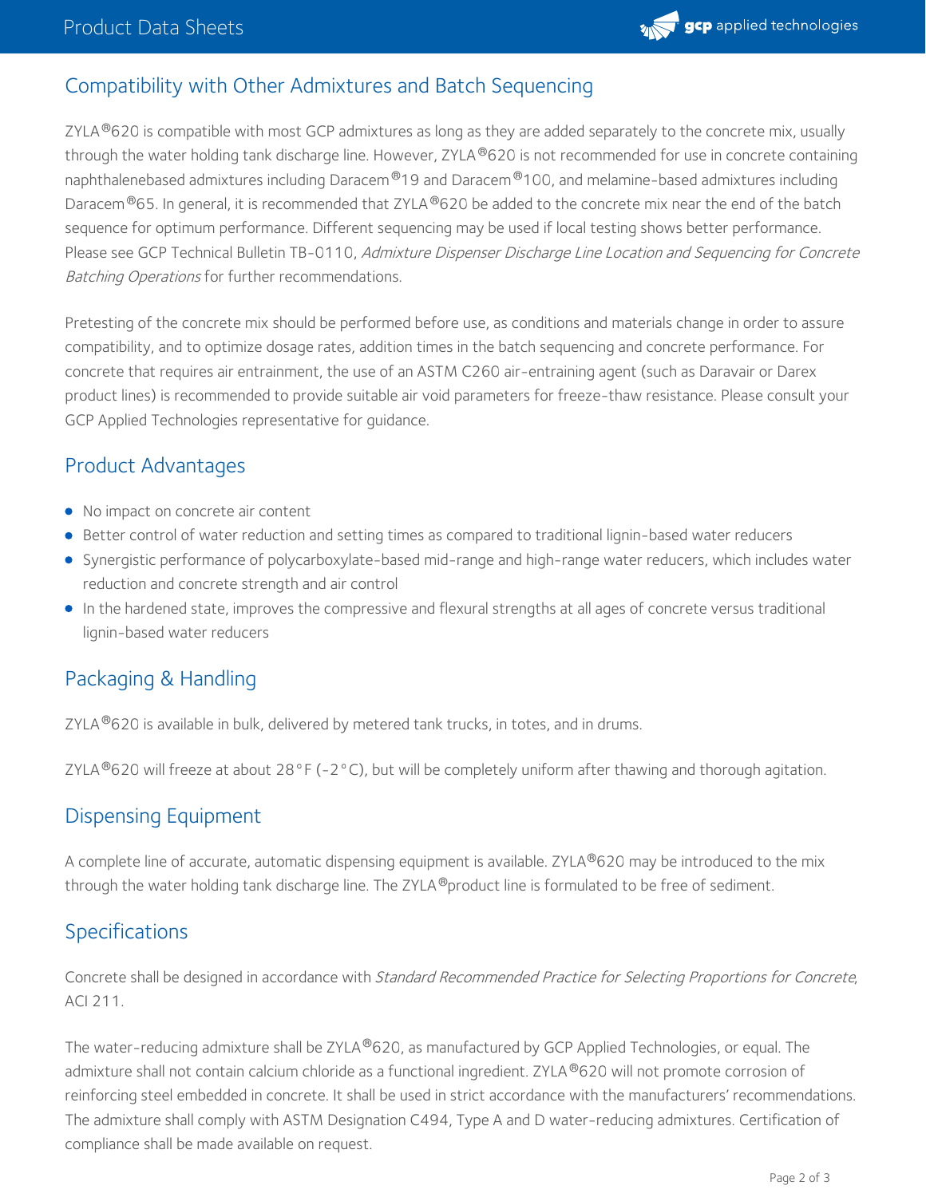## Compatibility with Other Admixtures and Batch Sequencing

ZYLA®620 is compatible with most GCP admixtures as long as they are added separately to the concrete mix, usually through the water holding tank discharge line. However, ZYLA®620 is not recommended for use in concrete containing naphthalenebased admixtures including Daracem®19 and Daracem®100, and melamine-based admixtures including Daracem®65. In general, it is recommended that ZYLA®620 be added to the concrete mix near the end of the batch sequence for optimum performance. Different sequencing may be used if local testing shows better performance. Please see GCP Technical Bulletin TB-0110, *Admixture Dispenser Discharge Line Location and Sequencing for Concrete Batching Operations* for further recommendations.

Pretesting of the concrete mix should be performed before use, as conditions and materials change in order to assure compatibility, and to optimize dosage rates, addition times in the batch sequencing and concrete performance. For concrete that requires air entrainment, the use of an ASTM C260 air-entraining agent (such as Daravair or Darex product lines) is recommended to provide suitable air void parameters for freeze-thaw resistance. Please consult your GCP Applied Technologies representative for guidance.

## Product Advantages

- No impact on concrete air content
- Better control of water reduction and setting times as compared to traditional lignin-based water reducers
- Synergistic performance of polycarboxylate-based mid-range and high-range water reducers, which includes water reduction and concrete strength and air control
- In the hardened state, improves the compressive and flexural strengths at all ages of concrete versus traditional lignin-based water reducers

## Packaging & Handling

ZYLA®620 is available in bulk, delivered by metered tank trucks, in totes, and in drums.

ZYLA®620 will freeze at about 28°F (-2°C), but will be completely uniform after thawing and thorough agitation.

## Dispensing Equipment

A complete line of accurate, automatic dispensing equipment is available. ZYLA®620 may be introduced to the mix through the water holding tank discharge line. The ZYLA®product line is formulated to be free of sediment.

## Specifications

Concrete shall be designed in accordance with *Standard Recommended Practice for Selecting Proportions for Concrete*, ACI 211.

The water-reducing admixture shall be ZYLA®620, as manufactured by GCP Applied Technologies, or equal. The admixture shall not contain calcium chloride as a functional ingredient. ZYLA®620 will not promote corrosion of reinforcing steel embedded in concrete. It shall be used in strict accordance with the manufacturers' recommendations. The admixture shall comply with ASTM Designation C494, Type A and D water-reducing admixtures. Certification of compliance shall be made available on request.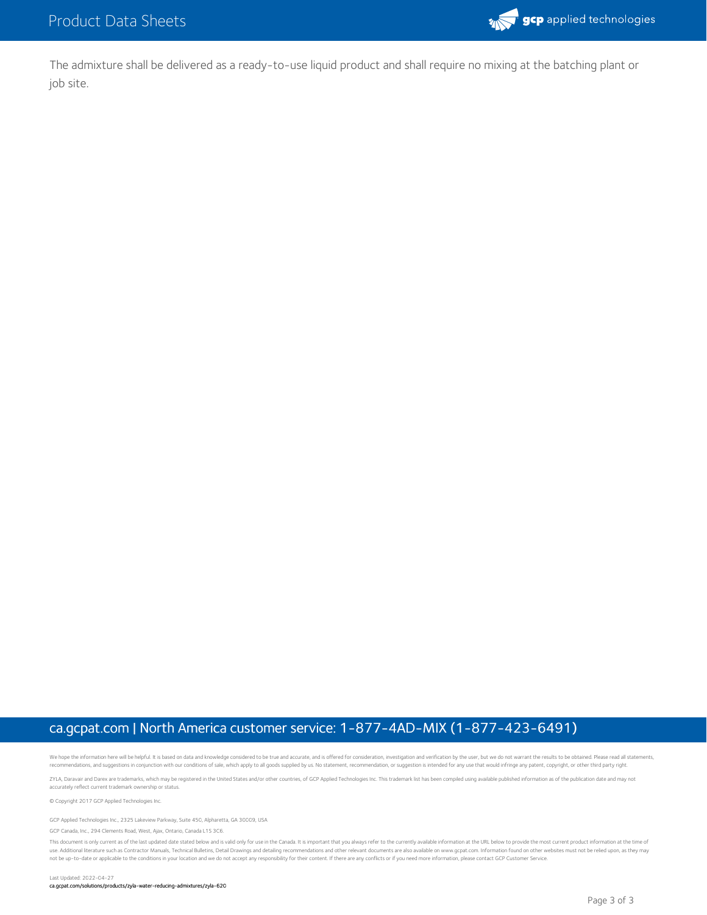The admixture shall be delivered as a ready-to-use liquid product and shall require no mixing at the batching plant or job site.

ca.gcpat.com | North America customer service: 1-877-4AD-MIX (1-877-423-6491)

We hope the information here will be helpful. It is based on data and knowledge considered to be true and accurate, and is offered for consideration, investigation and verification by the user, but we do not warrant the results to be obtained. Please read all statements, recommendations, and suggestions in conjunction with our conditions of sale, which apply to all goods supplied by us. No statement, recommendation, or suggestion is intended for any use that would infringe any patent, copyright, or other third party right.

ZYLA, Daravair and Darex are trademarks, which may be registered in the United States and/or other countries, of GCP Applied Technologies Inc. This trademark list has been compiled using available published information as of the publication date and may not accurately reflect current trademark ownership or status.

© Copyright 2017 GCP Applied Technologies Inc.

GCP Applied Technologies Inc., 2325 Lakeview Parkway, Suite 450, Alpharetta, GA 30009, USA

GCP Canada, Inc., 294 Clements Road, West, Ajax, Ontario, Canada L1S 3C6.

This document is only current as of the last updated date stated below and is valid only for use in the Canada. It is important that you always refer to the currently available information at the URL below to provide the most current product information at the time of use. Additional literature such as Contractor Manuals, Technical Bulletins, Detail Drawings and detailing recommendations and other relevant documents are also available on www.gcpat.com. Information found on other websites must not be relied upon, as they may not be up-to-date or applicable to the conditions in your location and we do not accept any responsibility for their content. If there are any conflicts or if you need more information, please contact GCP Customer Service.

Last Updated: 2022-04-27

ca.gcpat.com/solutions/products/zyla-water-reducing-admixtures/zyla-620